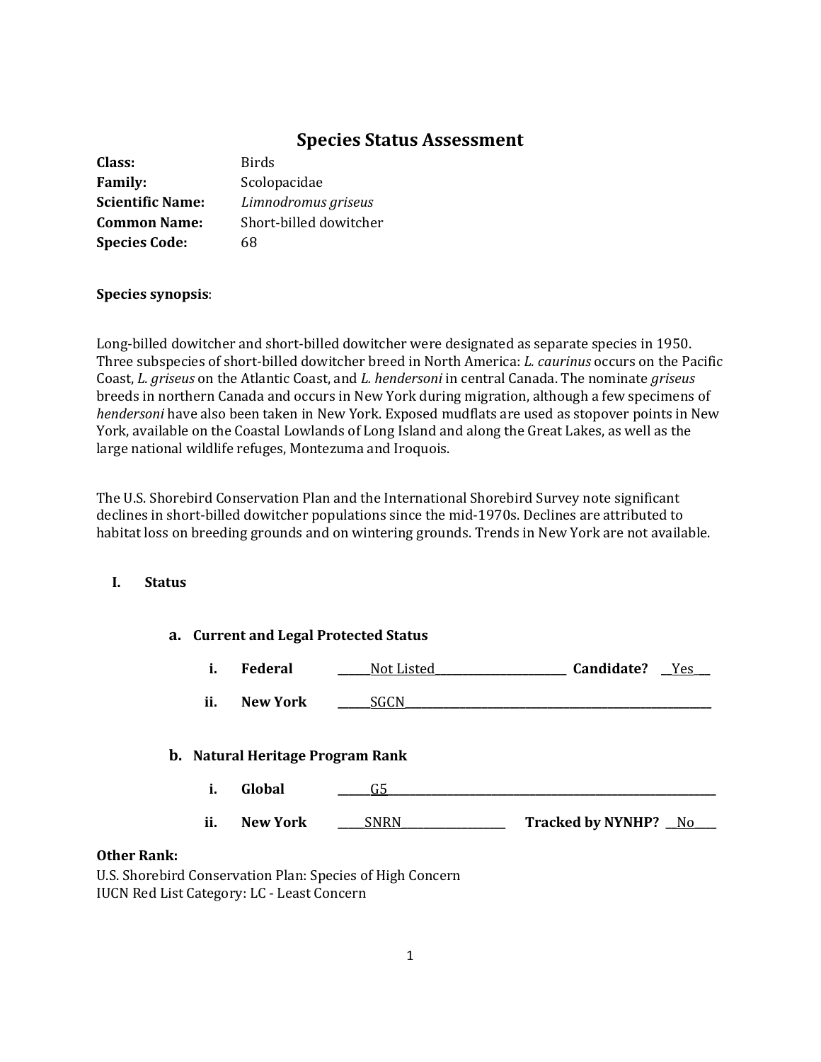# Species Status Assessment

**Class:** Birds
**Family:** Scolopacidae
**Scientific Name:** *Limnodromus griseus*
**Common Name:** Short-billed dowitcher
**Species Code:** 68

**Species synopsis**:

Long-billed dowitcher and short-billed dowitcher were designated as separate species in 1950. Three subspecies of short-billed dowitcher breed in North America: *L. caurinus* occurs on the Pacific Coast, *L. griseus* on the Atlantic Coast, and *L. hendersoni* in central Canada. The nominate *griseus* breeds in northern Canada and occurs in New York during migration, although a few specimens of *hendersoni* have also been taken in New York. Exposed mudflats are used as stopover points in New York, available on the Coastal Lowlands of Long Island and along the Great Lakes, as well as the large national wildlife refuges, Montezuma and Iroquois.

The U.S. Shorebird Conservation Plan and the International Shorebird Survey note significant declines in short-billed dowitcher populations since the mid-1970s. Declines are attributed to habitat loss on breeding grounds and on wintering grounds. Trends in New York are not available.

## I. Status

### a. Current and Legal Protected Status

i. **Federal** Not Listed **Candidate?** Yes

ii. **New York** SGCN

### b. Natural Heritage Program Rank

i. **Global** G5

ii. **New York** SNRN **Tracked by NYNHP?** No

**Other Rank:**
U.S. Shorebird Conservation Plan: Species of High Concern
IUCN Red List Category: LC - Least Concern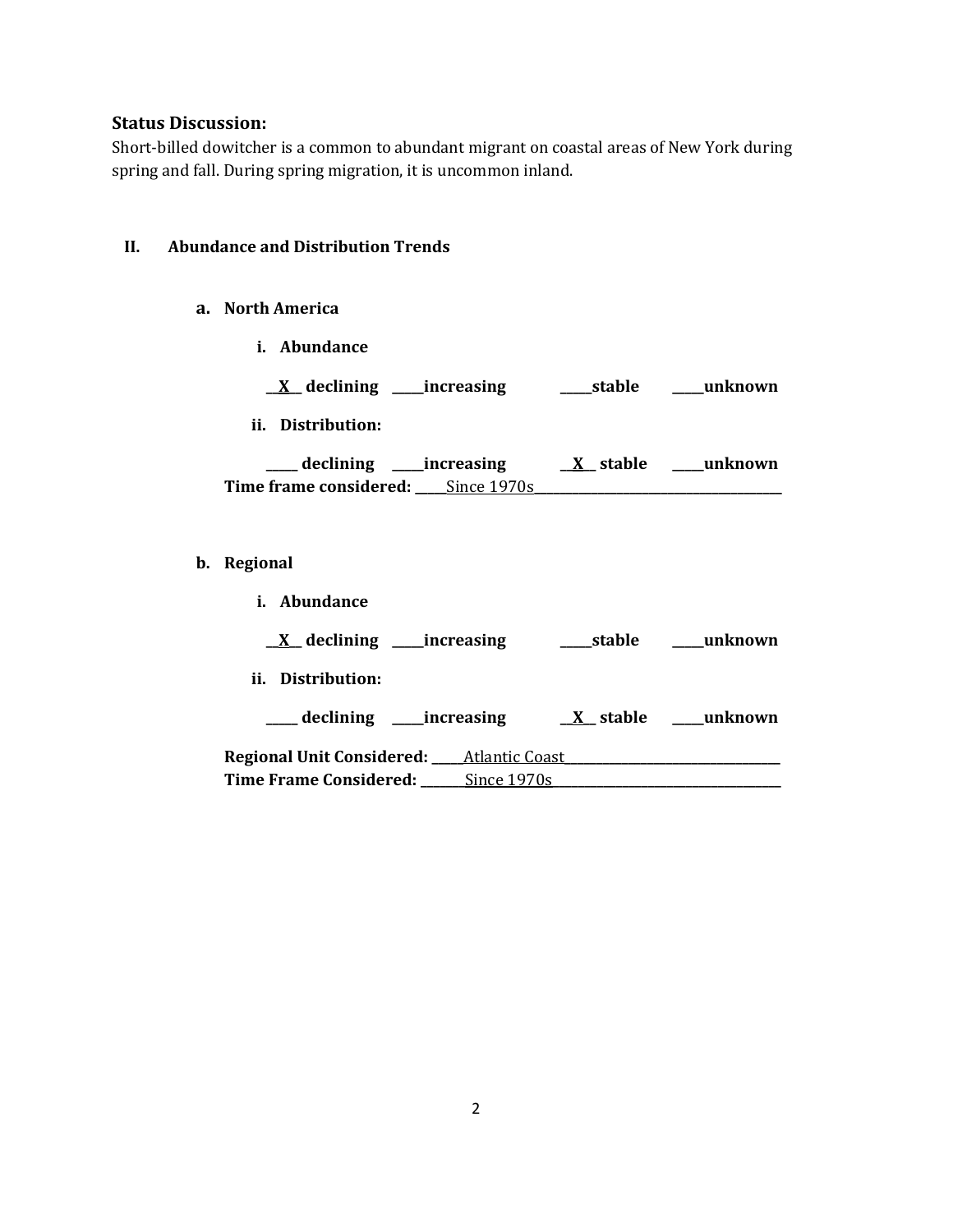**Status Discussion:**
Short-billed dowitcher is a common to abundant migrant on coastal areas of New York during spring and fall. During spring migration, it is uncommon inland.

## II. Abundance and Distribution Trends

### a. North America

**i. Abundance**

__X__ declining _____increasing _____stable _____unknown

**ii. Distribution:**

_____ declining _____increasing __X__ stable _____unknown

**Time frame considered:** _____Since 1970s_____

### b. Regional

**i. Abundance**

__X__ declining _____increasing _____stable _____unknown

**ii. Distribution:**

_____ declining _____increasing __X__ stable _____unknown

**Regional Unit Considered:** _____Atlantic Coast_____

**Time Frame Considered:** _____Since 1970s_____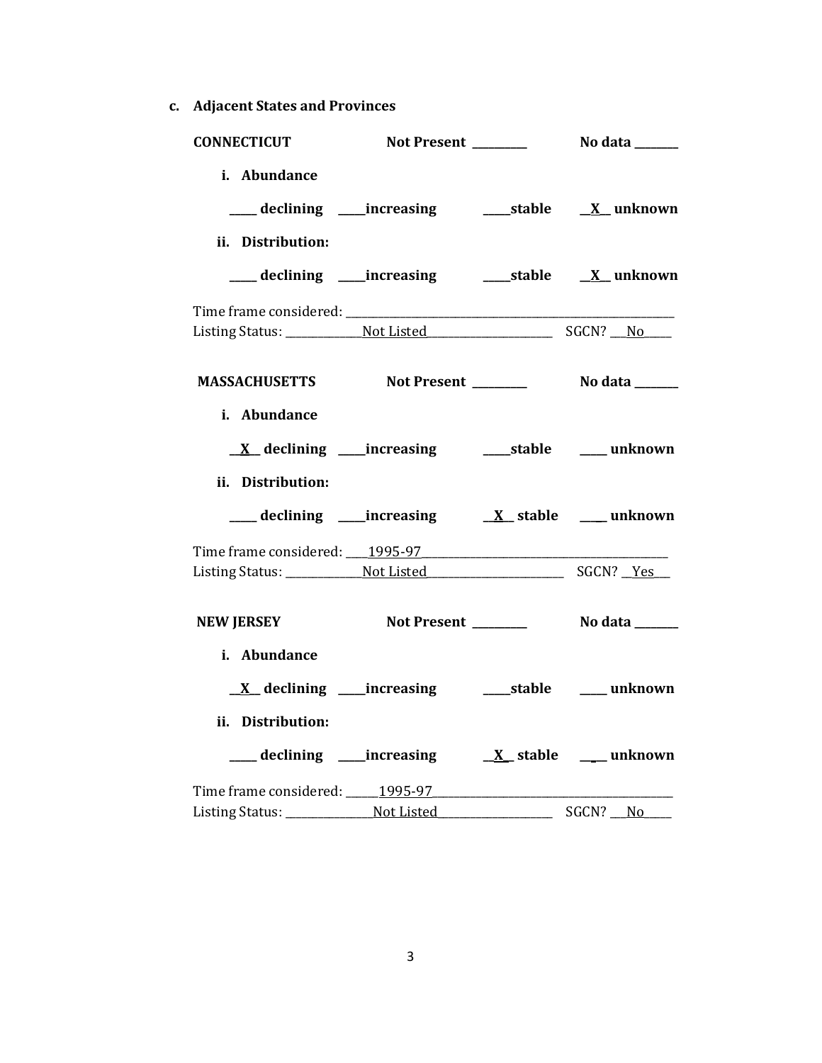**c. Adjacent States and Provinces**

**CONNECTICUT** **Not Present** ________ **No data** _______

**i. Abundance**

____ declining ____increasing ____stable __X__ unknown

**ii. Distribution:**

____ declining ____increasing ____stable __X__ unknown

Time frame considered: ____________________________________________

Listing Status: ____________Not Listed____________________ SGCN? __No____

**MASSACHUSETTS** **Not Present** ________ **No data** _______

**i. Abundance**

__X__ declining ____increasing ____stable ____ unknown

**ii. Distribution:**

____ declining ____increasing __X__ stable ____ unknown

Time frame considered: ___1995-97________________________________________

Listing Status: ____________Not Listed____________________ SGCN? __Yes___

**NEW JERSEY** **Not Present** ________ **No data** _______

**i. Abundance**

__X__ declining ____increasing ____stable ____ unknown

**ii. Distribution:**

____ declining ____increasing __X__ stable ____ unknown

Time frame considered: _____1995-97________________________________________

Listing Status: ______________Not Listed__________________ SGCN? __No____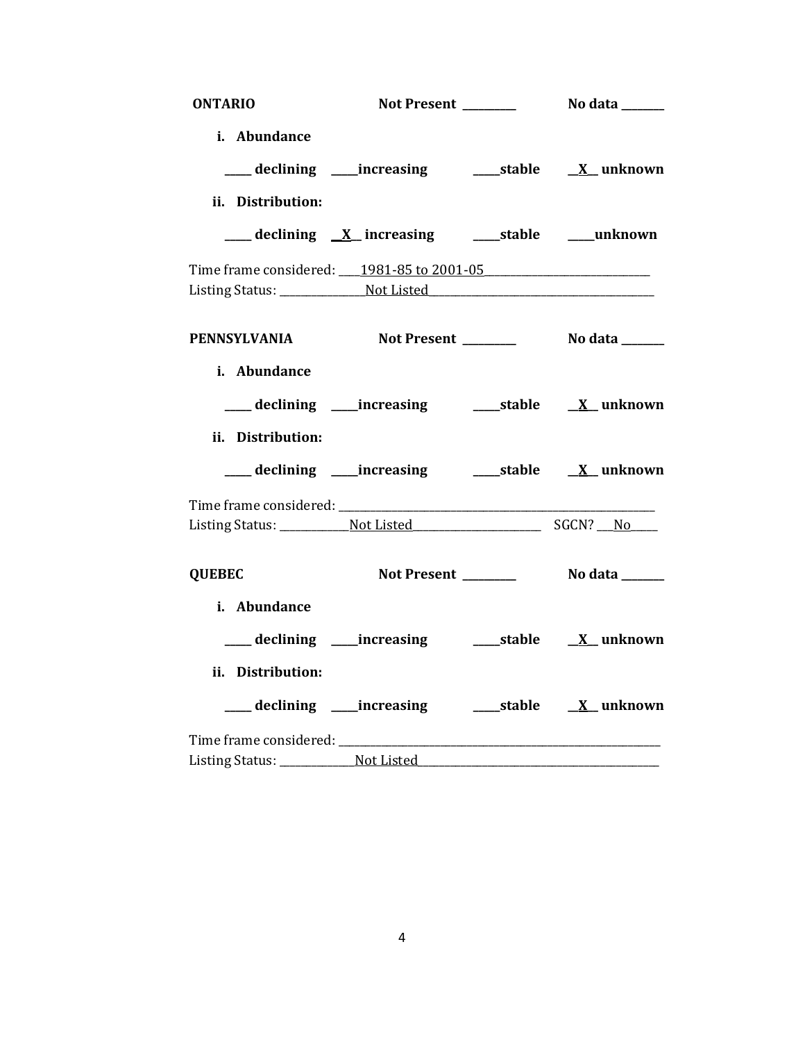**ONTARIO** **Not Present** ________ **No data** _______

**i. Abundance**

**_____ declining _____increasing _____stable __X__ unknown**

**ii. Distribution:**

**_____ declining __X__ increasing _____stable _____unknown**

Time frame considered: ____1981-85 to 2001-05____________________________

Listing Status: _______________Not Listed_______________________________________

**PENNSYLVANIA** **Not Present** ________ **No data** _______

**i. Abundance**

**_____ declining _____increasing _____stable __X__ unknown**

**ii. Distribution:**

**_____ declining _____increasing _____stable __X__ unknown**

Time frame considered: _______________________________________________________

Listing Status: _____________Not Listed_______________________ SGCN? ___No_____

**QUEBEC** **Not Present** ________ **No data** _______

**i. Abundance**

**_____ declining _____increasing _____stable __X__ unknown**

**ii. Distribution:**

**_____ declining _____increasing _____stable __X__ unknown**

Time frame considered: _______________________________________________________

Listing Status: ______________Not Listed__________________________________________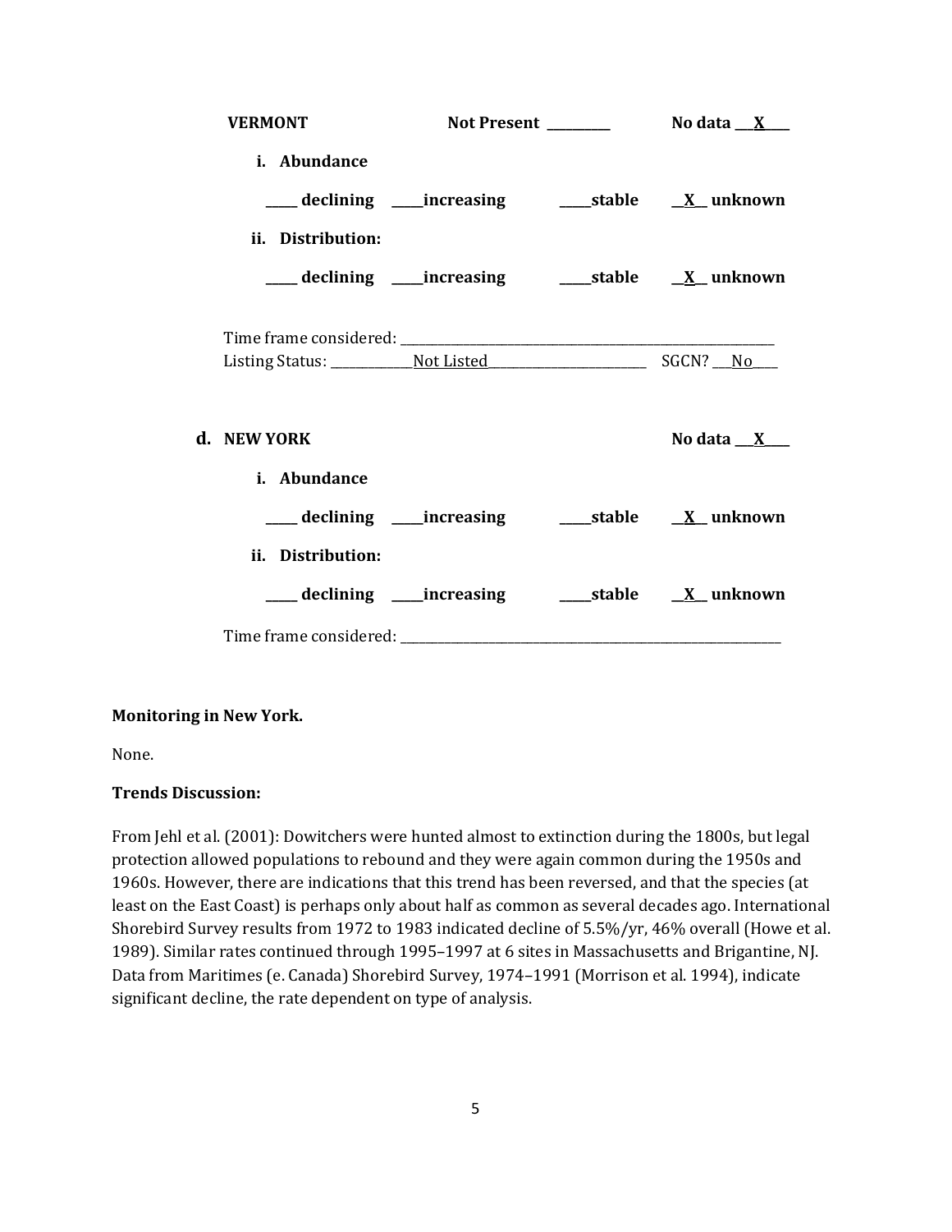**VERMONT** **Not Present** _________ **No data** ___X____

**i. Abundance**

_____ **declining** _____**increasing** _____**stable** __X__ **unknown**

**ii. Distribution:**

_____ **declining** _____**increasing** _____**stable** __X__ **unknown**

Time frame considered: ___________________________________________________________

Listing Status: _____________Not Listed_________________________ SGCN? ___No____

**d. NEW YORK** **No data** ___X____

**i. Abundance**

_____ **declining** _____**increasing** _____**stable** __X__ **unknown**

**ii. Distribution:**

_____ **declining** _____**increasing** _____**stable** __X__ **unknown**

Time frame considered: ___________________________________________________________

**Monitoring in New York.**

None.

**Trends Discussion:**

From Jehl et al. (2001): Dowitchers were hunted almost to extinction during the 1800s, but legal protection allowed populations to rebound and they were again common during the 1950s and 1960s. However, there are indications that this trend has been reversed, and that the species (at least on the East Coast) is perhaps only about half as common as several decades ago. International Shorebird Survey results from 1972 to 1983 indicated decline of 5.5%/yr, 46% overall (Howe et al. 1989). Similar rates continued through 1995–1997 at 6 sites in Massachusetts and Brigantine, NJ. Data from Maritimes (e. Canada) Shorebird Survey, 1974–1991 (Morrison et al. 1994), indicate significant decline, the rate dependent on type of analysis.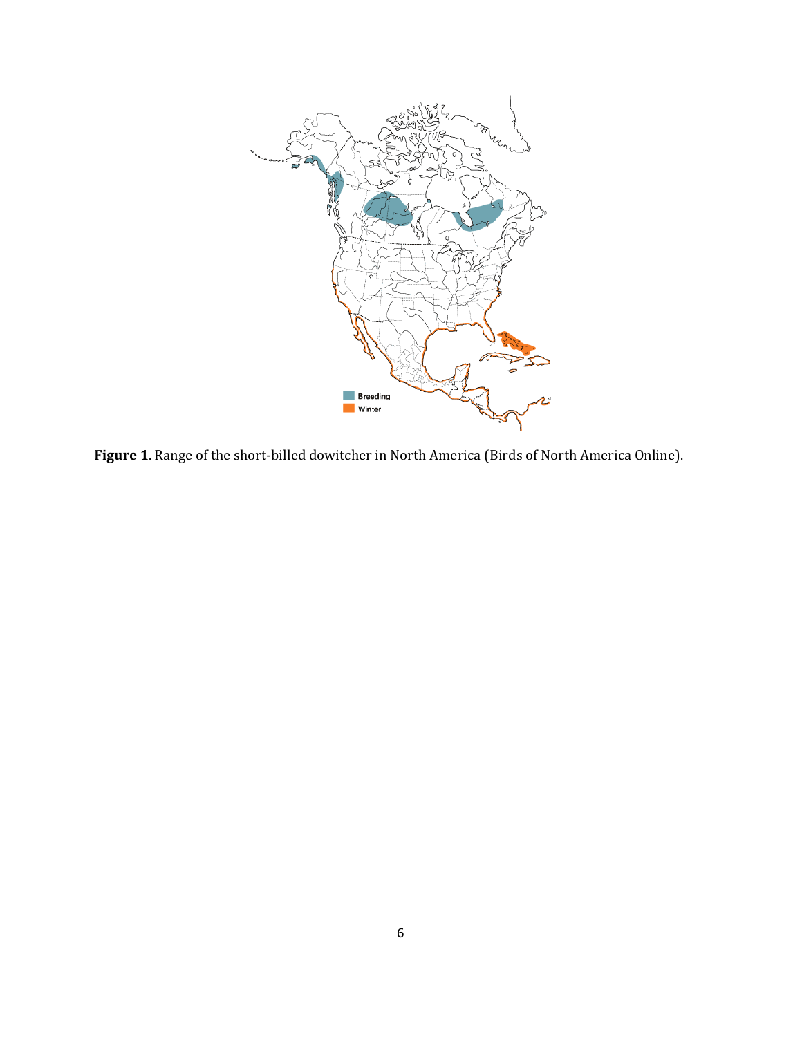**Figure 1**. Range of the short-billed dowitcher in North America (Birds of North America Online).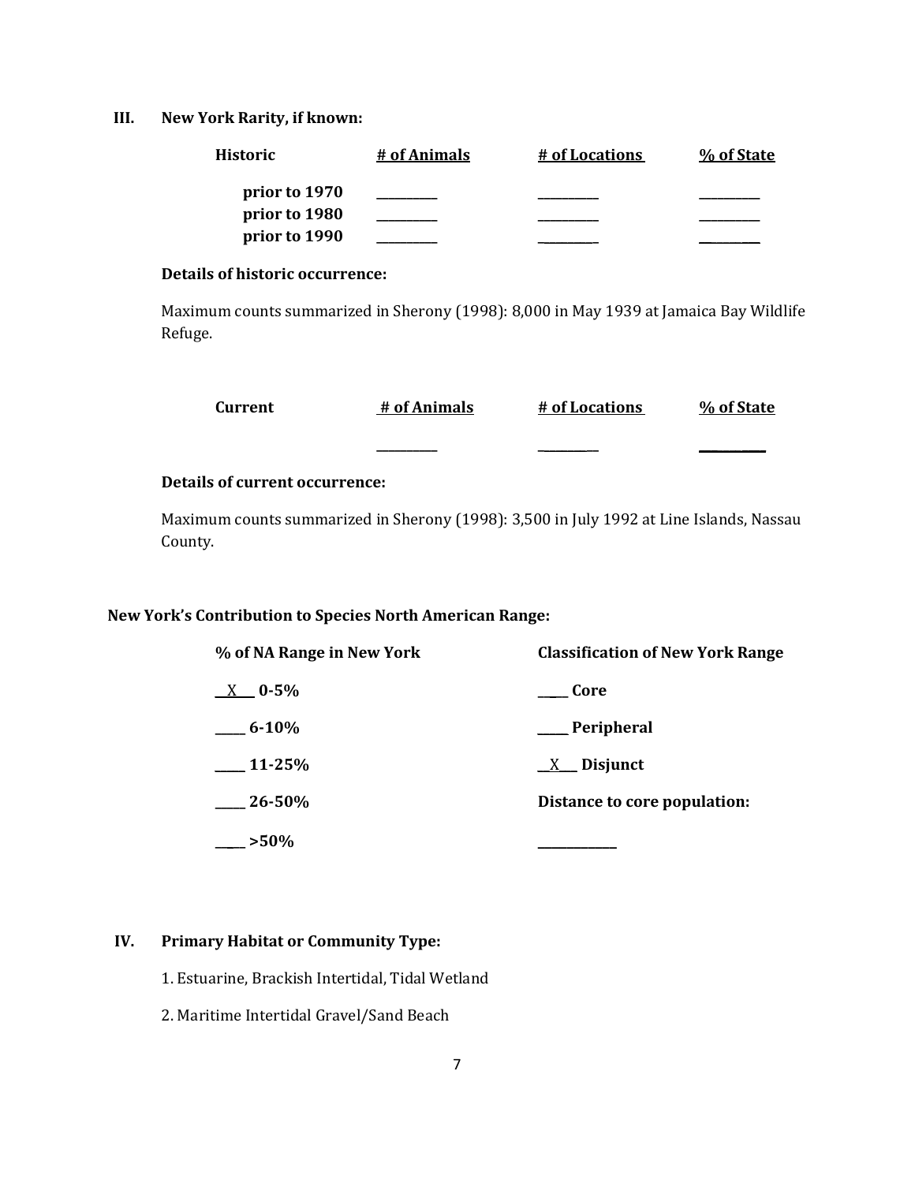## III. New York Rarity, if known:

| Historic | # of Animals | # of Locations | % of State |
|---|---|---|---|
| prior to 1970 | _________ | _________ | _________ |
| prior to 1980 | _________ | _________ | _________ |
| prior to 1990 | _________ | _________ | _________ |

**Details of historic occurrence:**

Maximum counts summarized in Sherony (1998): 8,000 in May 1939 at Jamaica Bay Wildlife Refuge.

| Current | # of Animals | # of Locations | % of State |
|---|---|---|---|
| | _________ | _________ | _________ |

**Details of current occurrence:**

Maximum counts summarized in Sherony (1998): 3,500 in July 1992 at Line Islands, Nassau County.

**New York's Contribution to Species North American Range:**

| % of NA Range in New York | Classification of New York Range |
|---|---|
| __X__ 0-5% | ____ Core |
| ____ 6-10% | ____ Peripheral |
| ____ 11-25% | __X__ Disjunct |
| ____ 26-50% | Distance to core population: |
| ____ >50% | ___________ |

## IV. Primary Habitat or Community Type:

1. Estuarine, Brackish Intertidal, Tidal Wetland
2. Maritime Intertidal Gravel/Sand Beach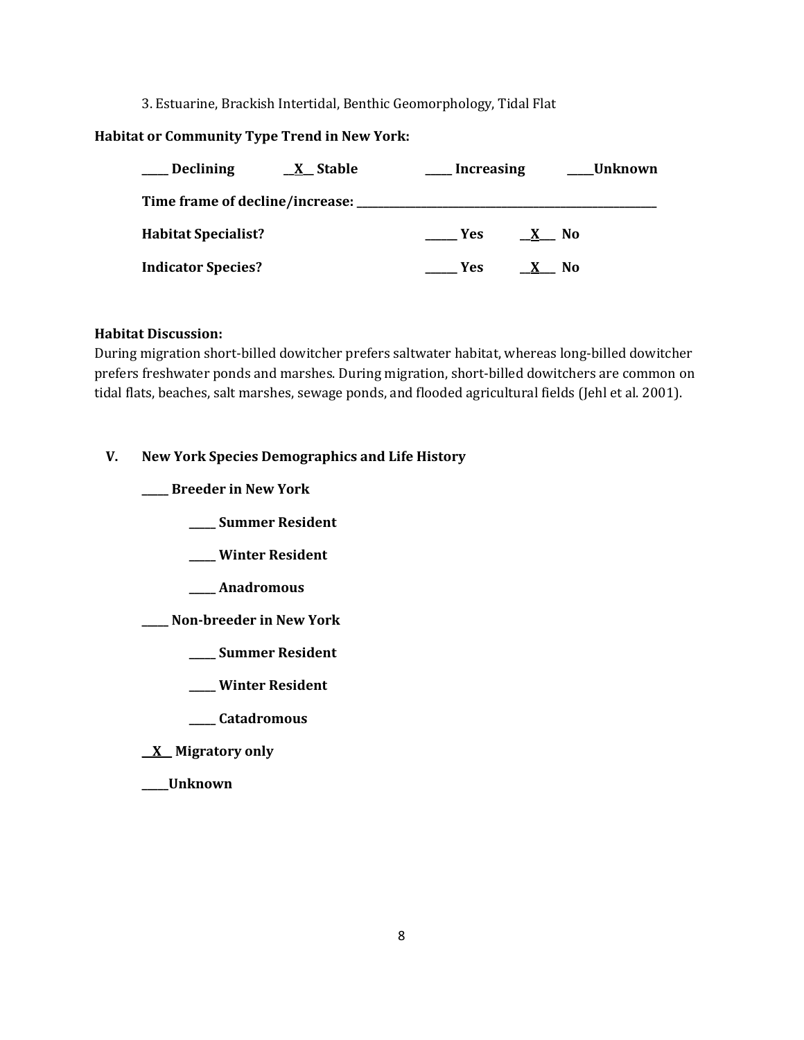3. Estuarine, Brackish Intertidal, Benthic Geomorphology, Tidal Flat

**Habitat or Community Type Trend in New York:**

**____ Declining** **__X__ Stable** **____ Increasing** **____Unknown**

**Time frame of decline/increase: ____________________________________________**

**Habitat Specialist?** **_____ Yes** **__X___ No**

**Indicator Species?** **_____ Yes** **__X___ No**

**Habitat Discussion:**

During migration short-billed dowitcher prefers saltwater habitat, whereas long-billed dowitcher prefers freshwater ponds and marshes. During migration, short-billed dowitchers are common on tidal flats, beaches, salt marshes, sewage ponds, and flooded agricultural fields (Jehl et al. 2001).

## V. New York Species Demographics and Life History

**_____ Breeder in New York**

- **_____ Summer Resident**
- **_____ Winter Resident**
- **_____ Anadromous**

**_____ Non-breeder in New York**

- **_____ Summer Resident**
- **_____ Winter Resident**
- **_____ Catadromous**

**__X__ Migratory only**

**_____Unknown**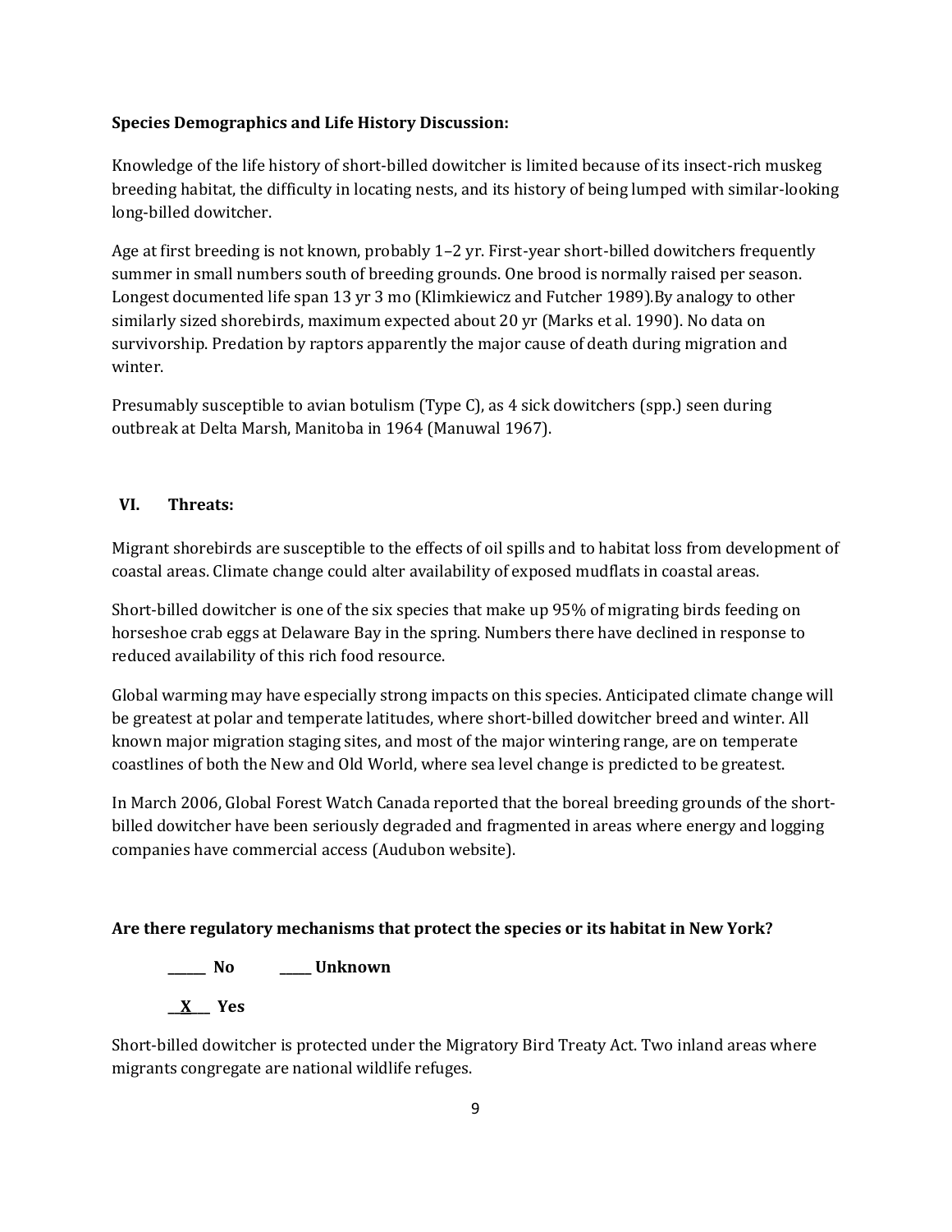**Species Demographics and Life History Discussion:**

Knowledge of the life history of short-billed dowitcher is limited because of its insect-rich muskeg breeding habitat, the difficulty in locating nests, and its history of being lumped with similar-looking long-billed dowitcher.

Age at first breeding is not known, probably 1–2 yr. First-year short-billed dowitchers frequently summer in small numbers south of breeding grounds. One brood is normally raised per season. Longest documented life span 13 yr 3 mo (Klimkiewicz and Futcher 1989).By analogy to other similarly sized shorebirds, maximum expected about 20 yr (Marks et al. 1990). No data on survivorship. Predation by raptors apparently the major cause of death during migration and winter.

Presumably susceptible to avian botulism (Type C), as 4 sick dowitchers (spp.) seen during outbreak at Delta Marsh, Manitoba in 1964 (Manuwal 1967).

## VI. Threats:

Migrant shorebirds are susceptible to the effects of oil spills and to habitat loss from development of coastal areas. Climate change could alter availability of exposed mudflats in coastal areas.

Short-billed dowitcher is one of the six species that make up 95% of migrating birds feeding on horseshoe crab eggs at Delaware Bay in the spring. Numbers there have declined in response to reduced availability of this rich food resource.

Global warming may have especially strong impacts on this species. Anticipated climate change will be greatest at polar and temperate latitudes, where short-billed dowitcher breed and winter. All known major migration staging sites, and most of the major wintering range, are on temperate coastlines of both the New and Old World, where sea level change is predicted to be greatest.

In March 2006, Global Forest Watch Canada reported that the boreal breeding grounds of the short-billed dowitcher have been seriously degraded and fragmented in areas where energy and logging companies have commercial access (Audubon website).

**Are there regulatory mechanisms that protect the species or its habitat in New York?**

**\_\_\_\_\_\_ No　　\_\_\_\_\_ Unknown**

**\_\_X\_\_ Yes**

Short-billed dowitcher is protected under the Migratory Bird Treaty Act. Two inland areas where migrants congregate are national wildlife refuges.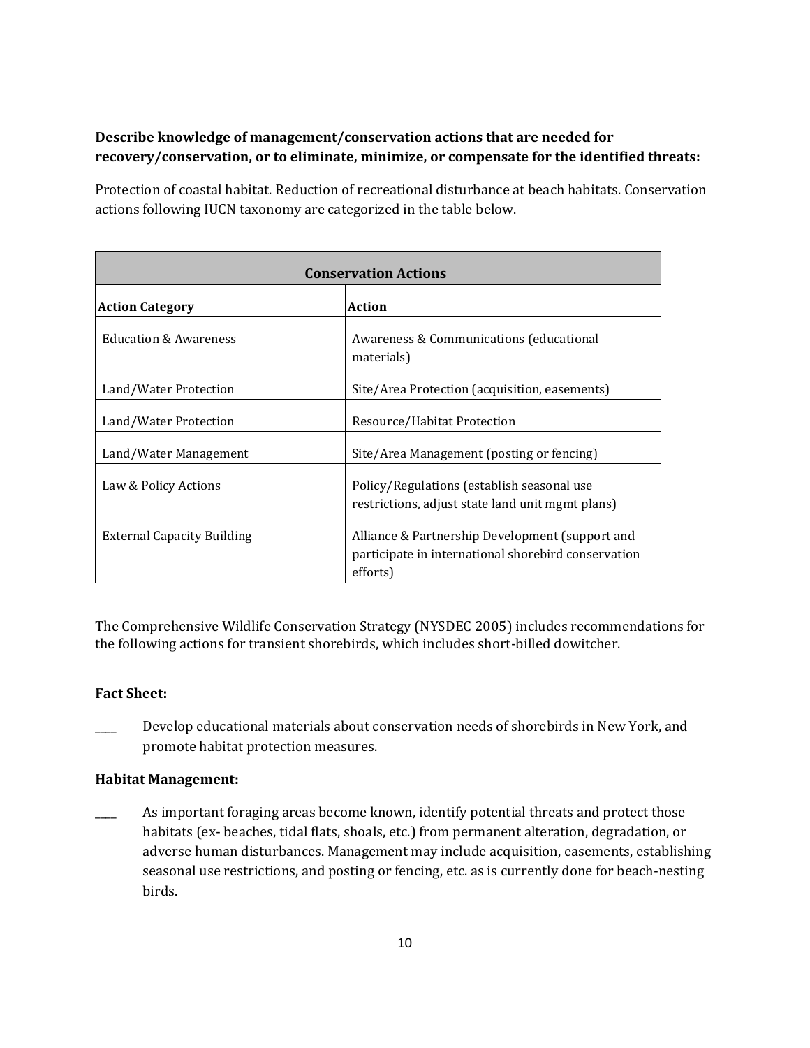**Describe knowledge of management/conservation actions that are needed for recovery/conservation, or to eliminate, minimize, or compensate for the identified threats:**

Protection of coastal habitat. Reduction of recreational disturbance at beach habitats. Conservation actions following IUCN taxonomy are categorized in the table below.

| Conservation Actions | |
|---|---|
| **Action Category** | **Action** |
| Education & Awareness | Awareness & Communications (educational materials) |
| Land/Water Protection | Site/Area Protection (acquisition, easements) |
| Land/Water Protection | Resource/Habitat Protection |
| Land/Water Management | Site/Area Management (posting or fencing) |
| Law & Policy Actions | Policy/Regulations (establish seasonal use restrictions, adjust state land unit mgmt plans) |
| External Capacity Building | Alliance & Partnership Development (support and participate in international shorebird conservation efforts) |

The Comprehensive Wildlife Conservation Strategy (NYSDEC 2005) includes recommendations for the following actions for transient shorebirds, which includes short-billed dowitcher.

**Fact Sheet:**

____ Develop educational materials about conservation needs of shorebirds in New York, and promote habitat protection measures.

**Habitat Management:**

____ As important foraging areas become known, identify potential threats and protect those habitats (ex- beaches, tidal flats, shoals, etc.) from permanent alteration, degradation, or adverse human disturbances. Management may include acquisition, easements, establishing seasonal use restrictions, and posting or fencing, etc. as is currently done for beach-nesting birds.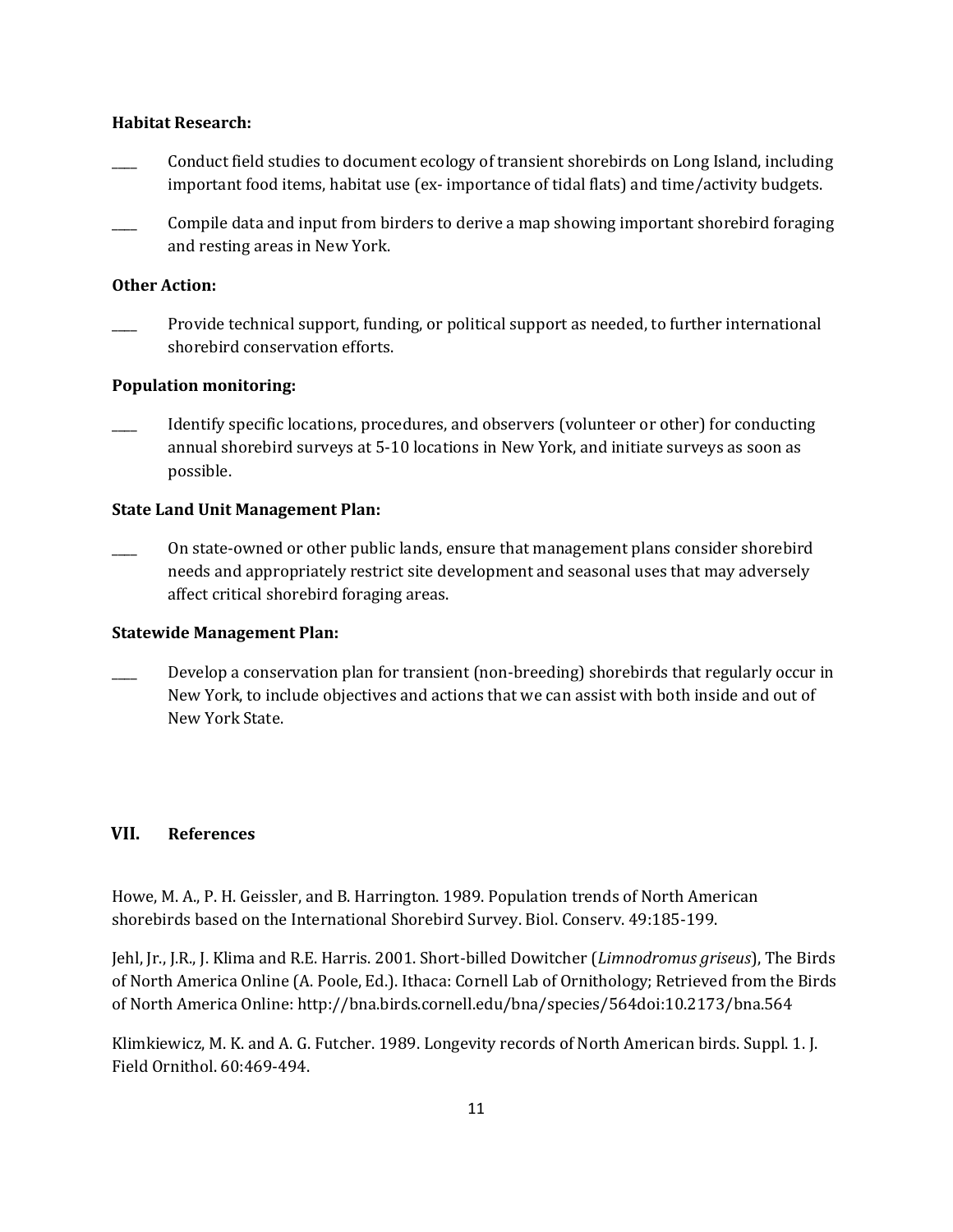**Habitat Research:**

____ Conduct field studies to document ecology of transient shorebirds on Long Island, including important food items, habitat use (ex- importance of tidal flats) and time/activity budgets.

____ Compile data and input from birders to derive a map showing important shorebird foraging and resting areas in New York.

**Other Action:**

____ Provide technical support, funding, or political support as needed, to further international shorebird conservation efforts.

**Population monitoring:**

____ Identify specific locations, procedures, and observers (volunteer or other) for conducting annual shorebird surveys at 5-10 locations in New York, and initiate surveys as soon as possible.

**State Land Unit Management Plan:**

____ On state-owned or other public lands, ensure that management plans consider shorebird needs and appropriately restrict site development and seasonal uses that may adversely affect critical shorebird foraging areas.

**Statewide Management Plan:**

____ Develop a conservation plan for transient (non-breeding) shorebirds that regularly occur in New York, to include objectives and actions that we can assist with both inside and out of New York State.

## VII. References

Howe, M. A., P. H. Geissler, and B. Harrington. 1989. Population trends of North American shorebirds based on the International Shorebird Survey. Biol. Conserv. 49:185-199.

Jehl, Jr., J.R., J. Klima and R.E. Harris. 2001. Short-billed Dowitcher (*Limnodromus griseus*), The Birds of North America Online (A. Poole, Ed.). Ithaca: Cornell Lab of Ornithology; Retrieved from the Birds of North America Online: http://bna.birds.cornell.edu/bna/species/564doi:10.2173/bna.564

Klimkiewicz, M. K. and A. G. Futcher. 1989. Longevity records of North American birds. Suppl. 1. J. Field Ornithol. 60:469-494.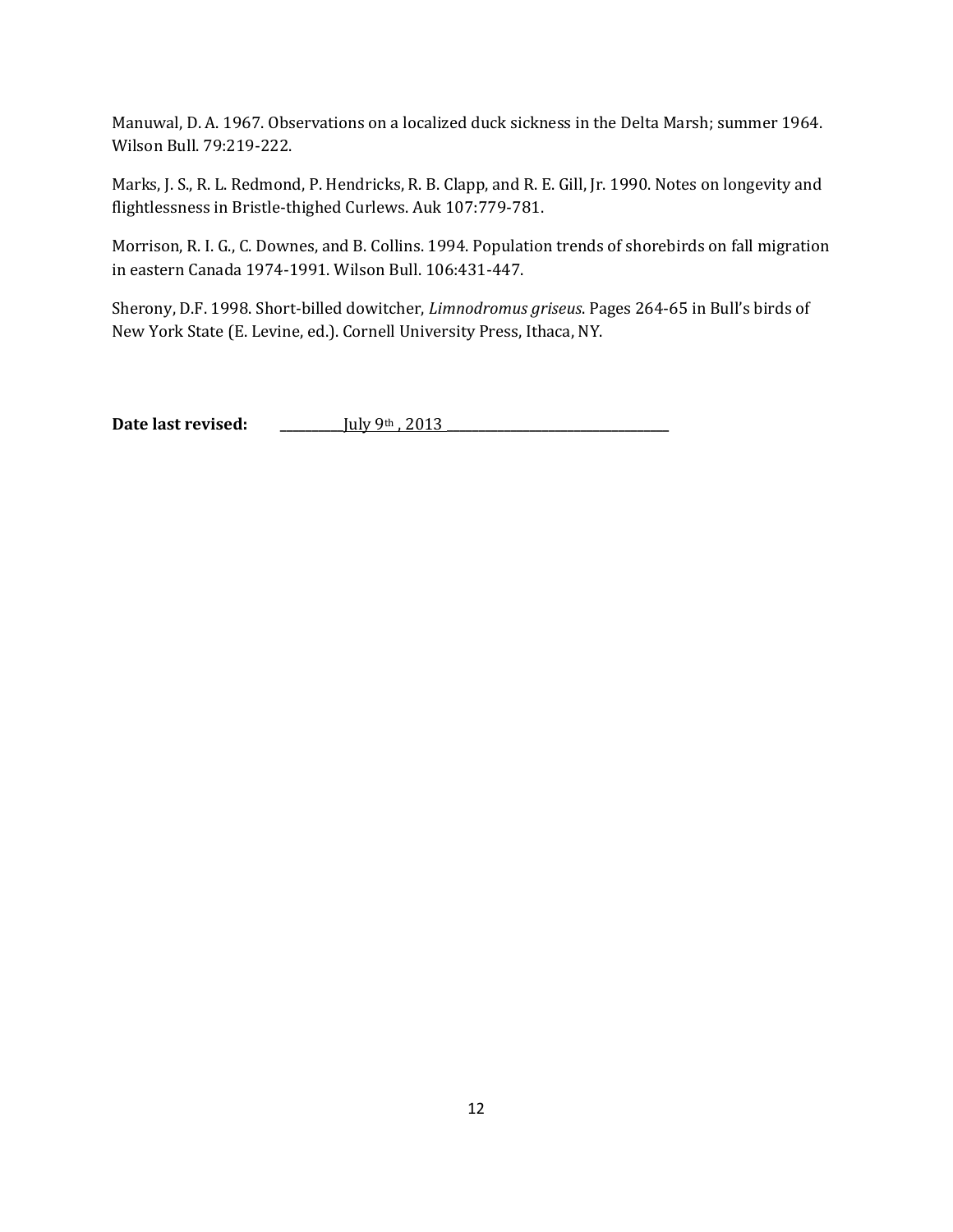Manuwal, D. A. 1967. Observations on a localized duck sickness in the Delta Marsh; summer 1964. Wilson Bull. 79:219-222.

Marks, J. S., R. L. Redmond, P. Hendricks, R. B. Clapp, and R. E. Gill, Jr. 1990. Notes on longevity and flightlessness in Bristle-thighed Curlews. Auk 107:779-781.

Morrison, R. I. G., C. Downes, and B. Collins. 1994. Population trends of shorebirds on fall migration in eastern Canada 1974-1991. Wilson Bull. 106:431-447.

Sherony, D.F. 1998. Short-billed dowitcher, *Limnodromus griseus*. Pages 264-65 in Bull's birds of New York State (E. Levine, ed.). Cornell University Press, Ithaca, NY.

**Date last revised:** July 9th, 2013